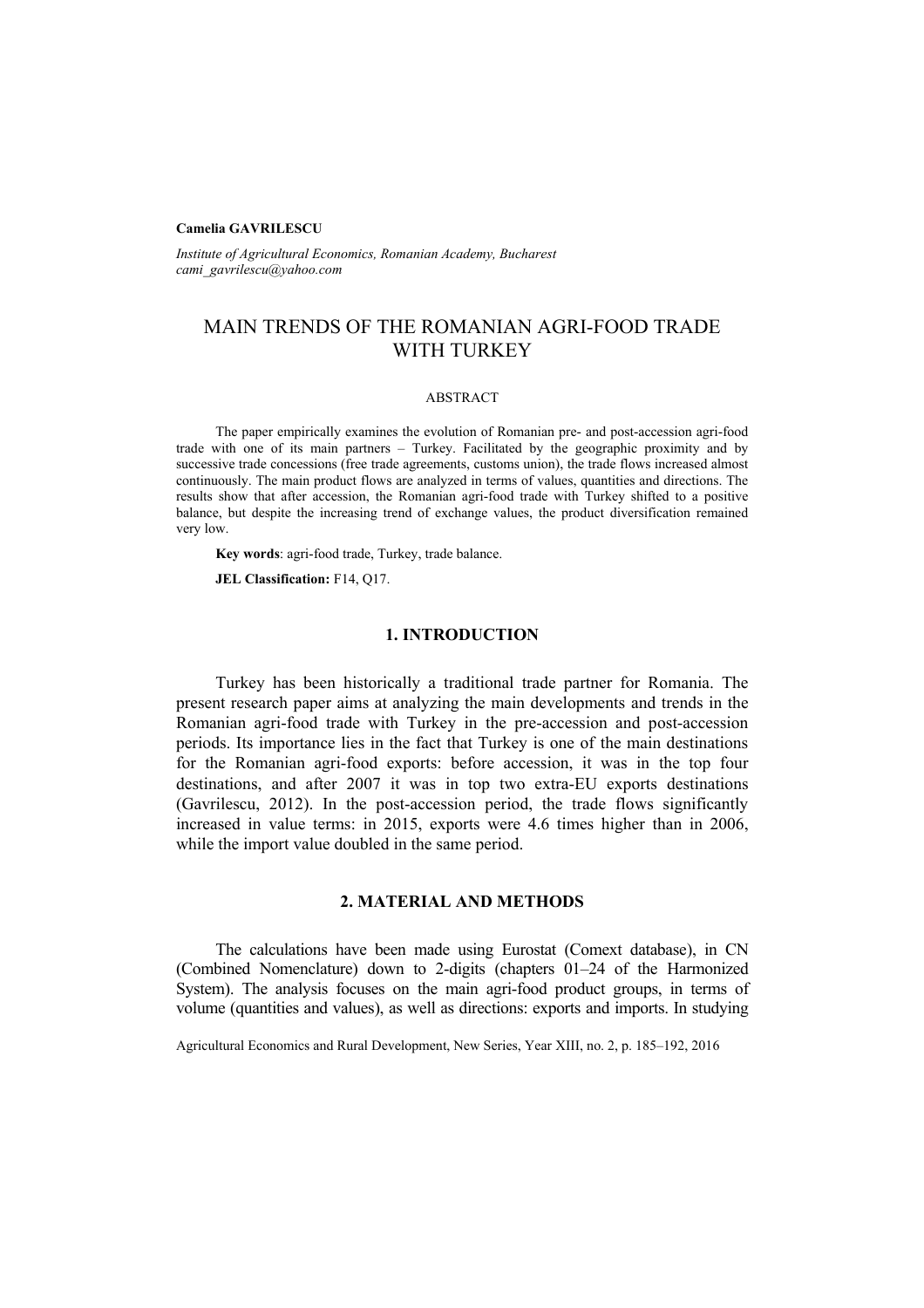**Camelia GAVRILESCU**

*Institute of Agricultural Economics, Romanian Academy, Bucharest*
*cami_gavrilescu@yahoo.com*

# MAIN TRENDS OF THE ROMANIAN AGRI-FOOD TRADE WITH TURKEY

ABSTRACT

The paper empirically examines the evolution of Romanian pre- and post-accession agri-food trade with one of its main partners – Turkey. Facilitated by the geographic proximity and by successive trade concessions (free trade agreements, customs union), the trade flows increased almost continuously. The main product flows are analyzed in terms of values, quantities and directions. The results show that after accession, the Romanian agri-food trade with Turkey shifted to a positive balance, but despite the increasing trend of exchange values, the product diversification remained very low.

**Key words**: agri-food trade, Turkey, trade balance.

**JEL Classification:** F14, Q17.

## 1. INTRODUCTION

Turkey has been historically a traditional trade partner for Romania. The present research paper aims at analyzing the main developments and trends in the Romanian agri-food trade with Turkey in the pre-accession and post-accession periods. Its importance lies in the fact that Turkey is one of the main destinations for the Romanian agri-food exports: before accession, it was in the top four destinations, and after 2007 it was in top two extra-EU exports destinations (Gavrilescu, 2012). In the post-accession period, the trade flows significantly increased in value terms: in 2015, exports were 4.6 times higher than in 2006, while the import value doubled in the same period.

## 2. MATERIAL AND METHODS

The calculations have been made using Eurostat (Comext database), in CN (Combined Nomenclature) down to 2-digits (chapters 01–24 of the Harmonized System). The analysis focuses on the main agri-food product groups, in terms of volume (quantities and values), as well as directions: exports and imports. In studying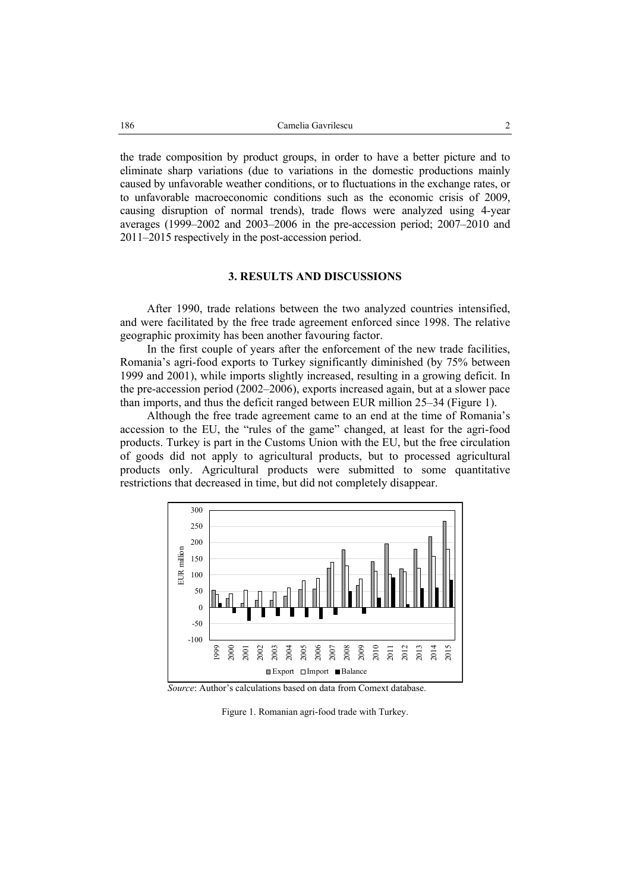the trade composition by product groups, in order to have a better picture and to eliminate sharp variations (due to variations in the domestic productions mainly caused by unfavorable weather conditions, or to fluctuations in the exchange rates, or to unfavorable macroeconomic conditions such as the economic crisis of 2009, causing disruption of normal trends), trade flows were analyzed using 4-year averages (1999–2002 and 2003–2006 in the pre-accession period; 2007–2010 and 2011–2015 respectively in the post-accession period.

## 3. RESULTS AND DISCUSSIONS

After 1990, trade relations between the two analyzed countries intensified, and were facilitated by the free trade agreement enforced since 1998. The relative geographic proximity has been another favouring factor.

In the first couple of years after the enforcement of the new trade facilities, Romania's agri-food exports to Turkey significantly diminished (by 75% between 1999 and 2001), while imports slightly increased, resulting in a growing deficit. In the pre-accession period (2002–2006), exports increased again, but at a slower pace than imports, and thus the deficit ranged between EUR million 25–34 (Figure 1).

Although the free trade agreement came to an end at the time of Romania's accession to the EU, the "rules of the game" changed, at least for the agri-food products. Turkey is part in the Customs Union with the EU, but the free circulation of goods did not apply to agricultural products, but to processed agricultural products only. Agricultural products were submitted to some quantitative restrictions that decreased in time, but did not completely disappear.

*Source*: Author's calculations based on data from Comext database.

Figure 1. Romanian agri-food trade with Turkey.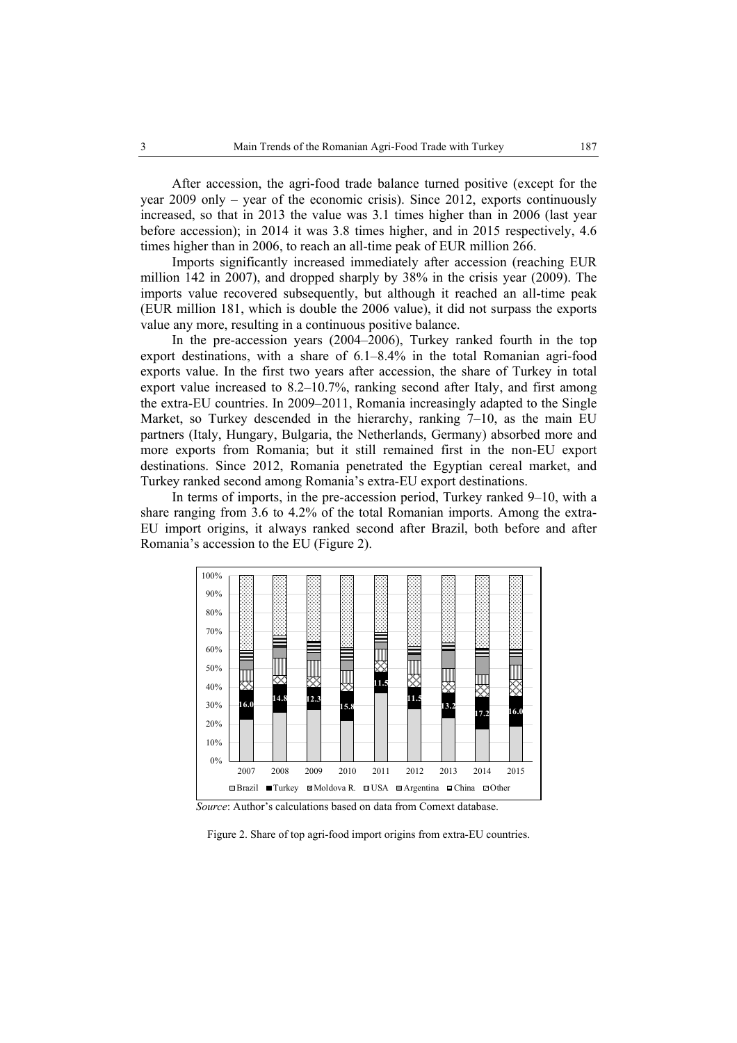After accession, the agri-food trade balance turned positive (except for the year 2009 only – year of the economic crisis). Since 2012, exports continuously increased, so that in 2013 the value was 3.1 times higher than in 2006 (last year before accession); in 2014 it was 3.8 times higher, and in 2015 respectively, 4.6 times higher than in 2006, to reach an all-time peak of EUR million 266.

Imports significantly increased immediately after accession (reaching EUR million 142 in 2007), and dropped sharply by 38% in the crisis year (2009). The imports value recovered subsequently, but although it reached an all-time peak (EUR million 181, which is double the 2006 value), it did not surpass the exports value any more, resulting in a continuous positive balance.

In the pre-accession years (2004–2006), Turkey ranked fourth in the top export destinations, with a share of 6.1–8.4% in the total Romanian agri-food exports value. In the first two years after accession, the share of Turkey in total export value increased to 8.2–10.7%, ranking second after Italy, and first among the extra-EU countries. In 2009–2011, Romania increasingly adapted to the Single Market, so Turkey descended in the hierarchy, ranking 7–10, as the main EU partners (Italy, Hungary, Bulgaria, the Netherlands, Germany) absorbed more and more exports from Romania; but it still remained first in the non-EU export destinations. Since 2012, Romania penetrated the Egyptian cereal market, and Turkey ranked second among Romania's extra-EU export destinations.

In terms of imports, in the pre-accession period, Turkey ranked 9–10, with a share ranging from 3.6 to 4.2% of the total Romanian imports. Among the extra-EU import origins, it always ranked second after Brazil, both before and after Romania's accession to the EU (Figure 2).

*Source*: Author's calculations based on data from Comext database.

Figure 2. Share of top agri-food import origins from extra-EU countries.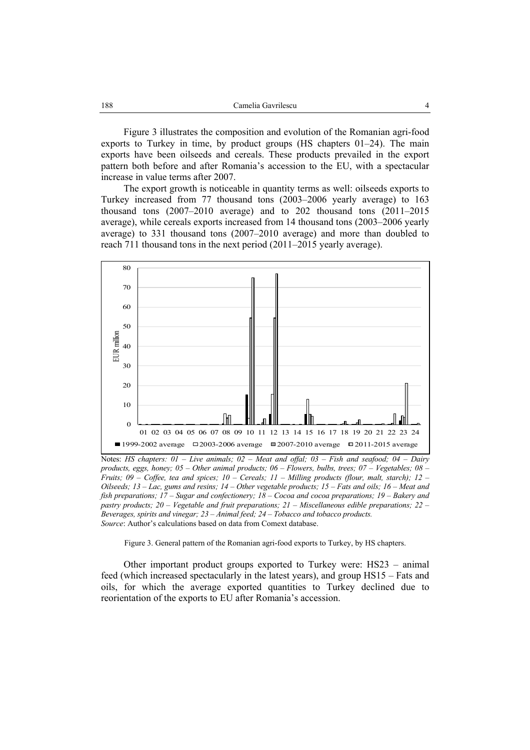Figure 3 illustrates the composition and evolution of the Romanian agri-food exports to Turkey in time, by product groups (HS chapters 01–24). The main exports have been oilseeds and cereals. These products prevailed in the export pattern both before and after Romania's accession to the EU, with a spectacular increase in value terms after 2007.

The export growth is noticeable in quantity terms as well: oilseeds exports to Turkey increased from 77 thousand tons (2003–2006 yearly average) to 163 thousand tons (2007–2010 average) and to 202 thousand tons (2011–2015 average), while cereals exports increased from 14 thousand tons (2003–2006 yearly average) to 331 thousand tons (2007–2010 average) and more than doubled to reach 711 thousand tons in the next period (2011–2015 yearly average).

Notes: *HS chapters: 01 – Live animals; 02 – Meat and offal; 03 – Fish and seafood; 04 – Dairy products, eggs, honey; 05 – Other animal products; 06 – Flowers, bulbs, trees; 07 – Vegetables; 08 – Fruits; 09 – Coffee, tea and spices; 10 – Cereals; 11 – Milling products (flour, malt, starch); 12 – Oilseeds; 13 – Lac, gums and resins; 14 – Other vegetable products; 15 – Fats and oils; 16 – Meat and fish preparations; 17 – Sugar and confectionery; 18 – Cocoa and cocoa preparations; 19 – Bakery and pastry products; 20 – Vegetable and fruit preparations; 21 – Miscellaneous edible preparations; 22 – Beverages, spirits and vinegar; 23 – Animal feed; 24 – Tobacco and tobacco products.*
*Source*: Author's calculations based on data from Comext database.

Figure 3. General pattern of the Romanian agri-food exports to Turkey, by HS chapters.

Other important product groups exported to Turkey were: HS23 – animal feed (which increased spectacularly in the latest years), and group HS15 – Fats and oils, for which the average exported quantities to Turkey declined due to reorientation of the exports to EU after Romania's accession.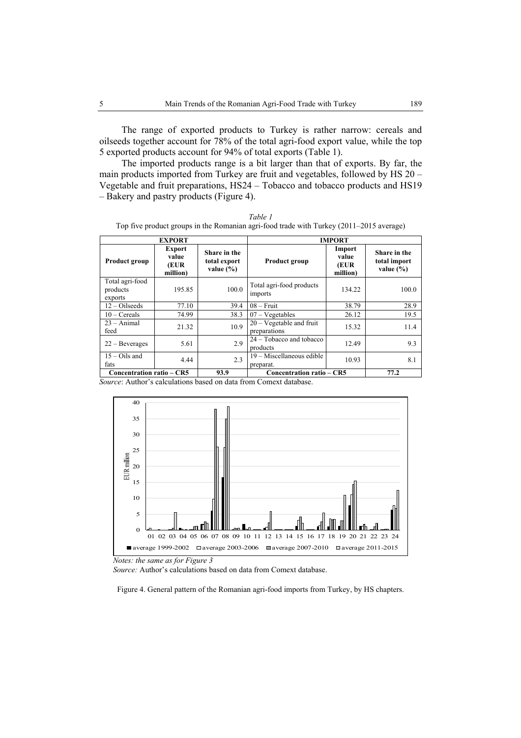The range of exported products to Turkey is rather narrow: cereals and oilseeds together account for 78% of the total agri-food export value, while the top 5 exported products account for 94% of total exports (Table 1).

The imported products range is a bit larger than that of exports. By far, the main products imported from Turkey are fruit and vegetables, followed by HS 20 – Vegetable and fruit preparations, HS24 – Tobacco and tobacco products and HS19 – Bakery and pastry products (Figure 4).

*Table 1*

Top five product groups in the Romanian agri-food trade with Turkey (2011–2015 average)

| EXPORT | | | IMPORT | | |
|---|---|---|---|---|---|
| **Product group** | **Export value (EUR million)** | **Share in the total export value (%)** | **Product group** | **Import value (EUR million)** | **Share in the total import value (%)** |
| Total agri-food products exports | 195.85 | 100.0 | Total agri-food products imports | 134.22 | 100.0 |
| 12 – Oilseeds | 77.10 | 39.4 | 08 – Fruit | 38.79 | 28.9 |
| 10 – Cereals | 74.99 | 38.3 | 07 – Vegetables | 26.12 | 19.5 |
| 23 – Animal feed | 21.32 | 10.9 | 20 – Vegetable and fruit preparations | 15.32 | 11.4 |
| 22 – Beverages | 5.61 | 2.9 | 24 – Tobacco and tobacco products | 12.49 | 9.3 |
| 15 – Oils and fats | 4.44 | 2.3 | 19 – Miscellaneous edible preparat. | 10.93 | 8.1 |
| **Concentration ratio – CR5** | | **93.9** | **Concentration ratio – CR5** | | **77.2** |

*Source*: Author's calculations based on data from Comext database.

*Notes: the same as for Figure 3*

*Source:* Author's calculations based on data from Comext database.

Figure 4. General pattern of the Romanian agri-food imports from Turkey, by HS chapters.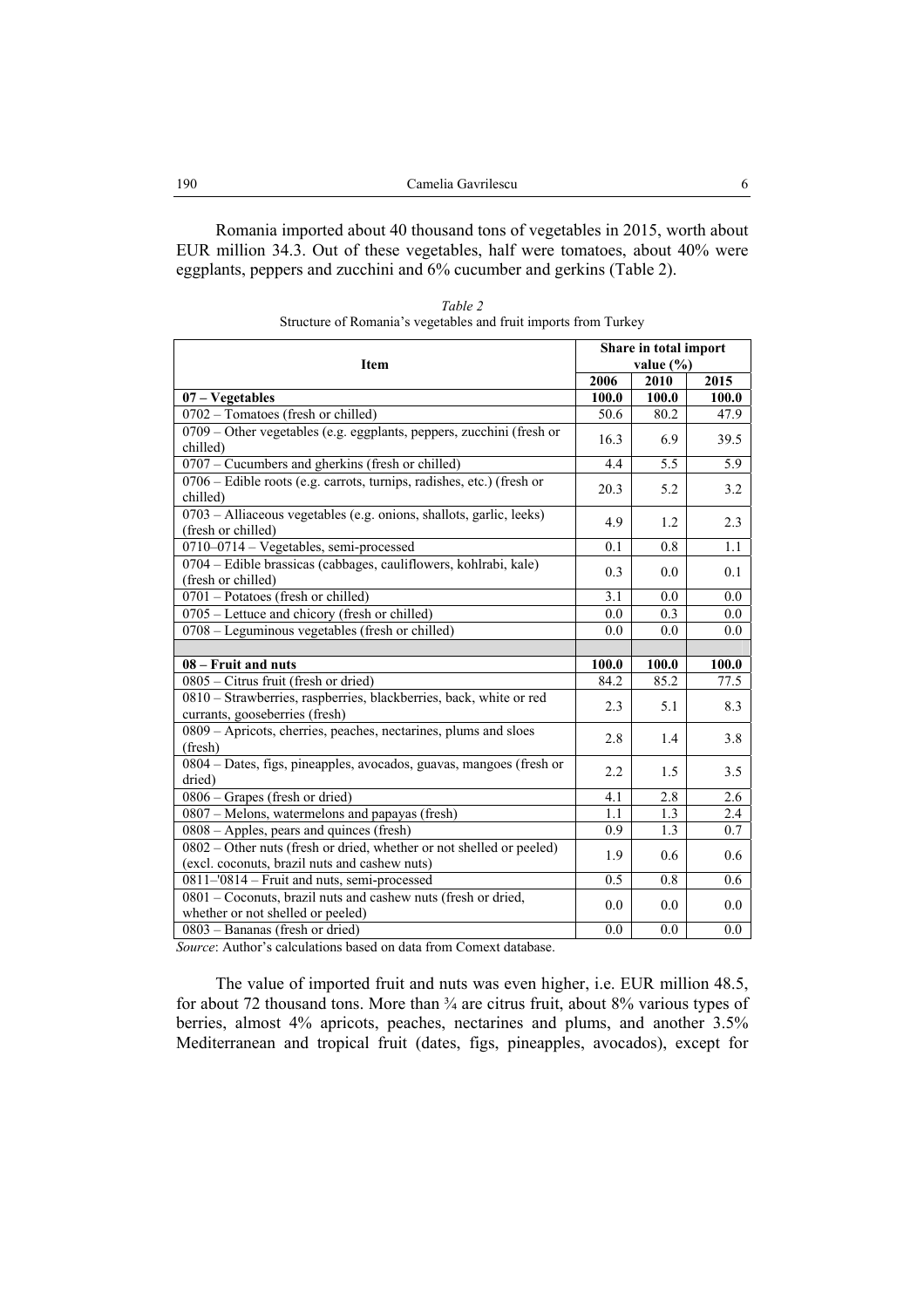Romania imported about 40 thousand tons of vegetables in 2015, worth about EUR million 34.3. Out of these vegetables, half were tomatoes, about 40% were eggplants, peppers and zucchini and 6% cucumber and gerkins (Table 2).

*Table 2*
Structure of Romania's vegetables and fruit imports from Turkey

| Item | Share in total import value (%) | | |
|---|---|---|---|
| | 2006 | 2010 | 2015 |
| **07 – Vegetables** | **100.0** | **100.0** | **100.0** |
| 0702 – Tomatoes (fresh or chilled) | 50.6 | 80.2 | 47.9 |
| 0709 – Other vegetables (e.g. eggplants, peppers, zucchini (fresh or chilled) | 16.3 | 6.9 | 39.5 |
| 0707 – Cucumbers and gherkins (fresh or chilled) | 4.4 | 5.5 | 5.9 |
| 0706 – Edible roots (e.g. carrots, turnips, radishes, etc.) (fresh or chilled) | 20.3 | 5.2 | 3.2 |
| 0703 – Alliaceous vegetables (e.g. onions, shallots, garlic, leeks) (fresh or chilled) | 4.9 | 1.2 | 2.3 |
| 0710–0714 – Vegetables, semi-processed | 0.1 | 0.8 | 1.1 |
| 0704 – Edible brassicas (cabbages, cauliflowers, kohlrabi, kale) (fresh or chilled) | 0.3 | 0.0 | 0.1 |
| 0701 – Potatoes (fresh or chilled) | 3.1 | 0.0 | 0.0 |
| 0705 – Lettuce and chicory (fresh or chilled) | 0.0 | 0.3 | 0.0 |
| 0708 – Leguminous vegetables (fresh or chilled) | 0.0 | 0.0 | 0.0 |
| | | | |
| **08 – Fruit and nuts** | **100.0** | **100.0** | **100.0** |
| 0805 – Citrus fruit (fresh or dried) | 84.2 | 85.2 | 77.5 |
| 0810 – Strawberries, raspberries, blackberries, back, white or red currants, gooseberries (fresh) | 2.3 | 5.1 | 8.3 |
| 0809 – Apricots, cherries, peaches, nectarines, plums and sloes (fresh) | 2.8 | 1.4 | 3.8 |
| 0804 – Dates, figs, pineapples, avocados, guavas, mangoes (fresh or dried) | 2.2 | 1.5 | 3.5 |
| 0806 – Grapes (fresh or dried) | 4.1 | 2.8 | 2.6 |
| 0807 – Melons, watermelons and papayas (fresh) | 1.1 | 1.3 | 2.4 |
| 0808 – Apples, pears and quinces (fresh) | 0.9 | 1.3 | 0.7 |
| 0802 – Other nuts (fresh or dried, whether or not shelled or peeled) (excl. coconuts, brazil nuts and cashew nuts) | 1.9 | 0.6 | 0.6 |
| 0811–'0814 – Fruit and nuts, semi-processed | 0.5 | 0.8 | 0.6 |
| 0801 – Coconuts, brazil nuts and cashew nuts (fresh or dried, whether or not shelled or peeled) | 0.0 | 0.0 | 0.0 |
| 0803 – Bananas (fresh or dried) | 0.0 | 0.0 | 0.0 |

*Source*: Author's calculations based on data from Comext database.

The value of imported fruit and nuts was even higher, i.e. EUR million 48.5, for about 72 thousand tons. More than ¾ are citrus fruit, about 8% various types of berries, almost 4% apricots, peaches, nectarines and plums, and another 3.5% Mediterranean and tropical fruit (dates, figs, pineapples, avocados), except for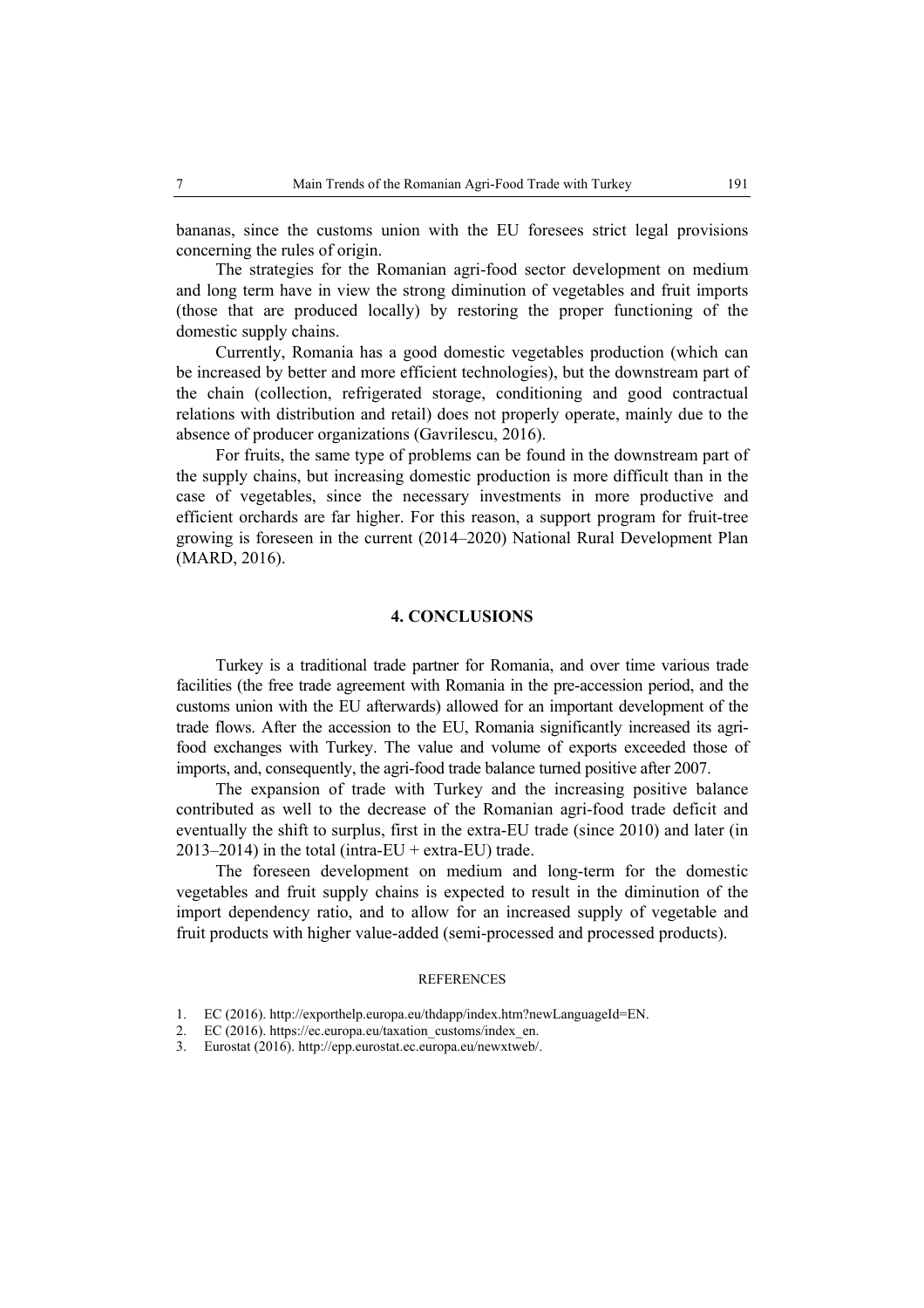bananas, since the customs union with the EU foresees strict legal provisions concerning the rules of origin.

The strategies for the Romanian agri-food sector development on medium and long term have in view the strong diminution of vegetables and fruit imports (those that are produced locally) by restoring the proper functioning of the domestic supply chains.

Currently, Romania has a good domestic vegetables production (which can be increased by better and more efficient technologies), but the downstream part of the chain (collection, refrigerated storage, conditioning and good contractual relations with distribution and retail) does not properly operate, mainly due to the absence of producer organizations (Gavrilescu, 2016).

For fruits, the same type of problems can be found in the downstream part of the supply chains, but increasing domestic production is more difficult than in the case of vegetables, since the necessary investments in more productive and efficient orchards are far higher. For this reason, a support program for fruit-tree growing is foreseen in the current (2014–2020) National Rural Development Plan (MARD, 2016).

## 4. CONCLUSIONS

Turkey is a traditional trade partner for Romania, and over time various trade facilities (the free trade agreement with Romania in the pre-accession period, and the customs union with the EU afterwards) allowed for an important development of the trade flows. After the accession to the EU, Romania significantly increased its agri-food exchanges with Turkey. The value and volume of exports exceeded those of imports, and, consequently, the agri-food trade balance turned positive after 2007.

The expansion of trade with Turkey and the increasing positive balance contributed as well to the decrease of the Romanian agri-food trade deficit and eventually the shift to surplus, first in the extra-EU trade (since 2010) and later (in 2013–2014) in the total (intra-EU + extra-EU) trade.

The foreseen development on medium and long-term for the domestic vegetables and fruit supply chains is expected to result in the diminution of the import dependency ratio, and to allow for an increased supply of vegetable and fruit products with higher value-added (semi-processed and processed products).

### REFERENCES

1. EC (2016). http://exporthelp.europa.eu/thdapp/index.htm?newLanguageId=EN.
2. EC (2016). https://ec.europa.eu/taxation_customs/index_en.
3. Eurostat (2016). http://epp.eurostat.ec.europa.eu/newxtweb/.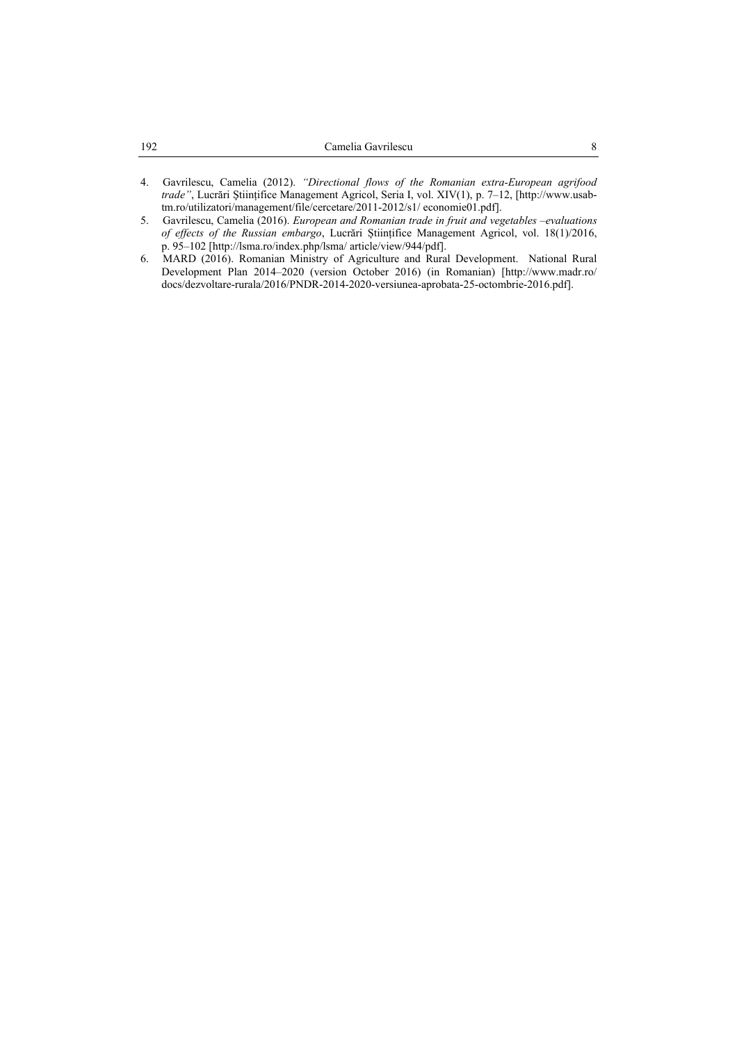4. Gavrilescu, Camelia (2012). *"Directional flows of the Romanian extra-European agrifood trade"*, Lucrări Științifice Management Agricol, Seria I, vol. XIV(1), p. 7–12, [http://www.usab-tm.ro/utilizatori/management/file/cercetare/2011-2012/s1/ economie01.pdf].
5. Gavrilescu, Camelia (2016). *European and Romanian trade in fruit and vegetables –evaluations of effects of the Russian embargo*, Lucrări Științifice Management Agricol, vol. 18(1)/2016, p. 95–102 [http://lsma.ro/index.php/lsma/ article/view/944/pdf].
6. MARD (2016). Romanian Ministry of Agriculture and Rural Development. National Rural Development Plan 2014–2020 (version October 2016) (in Romanian) [http://www.madr.ro/ docs/dezvoltare-rurala/2016/PNDR-2014-2020-versiunea-aprobata-25-octombrie-2016.pdf].